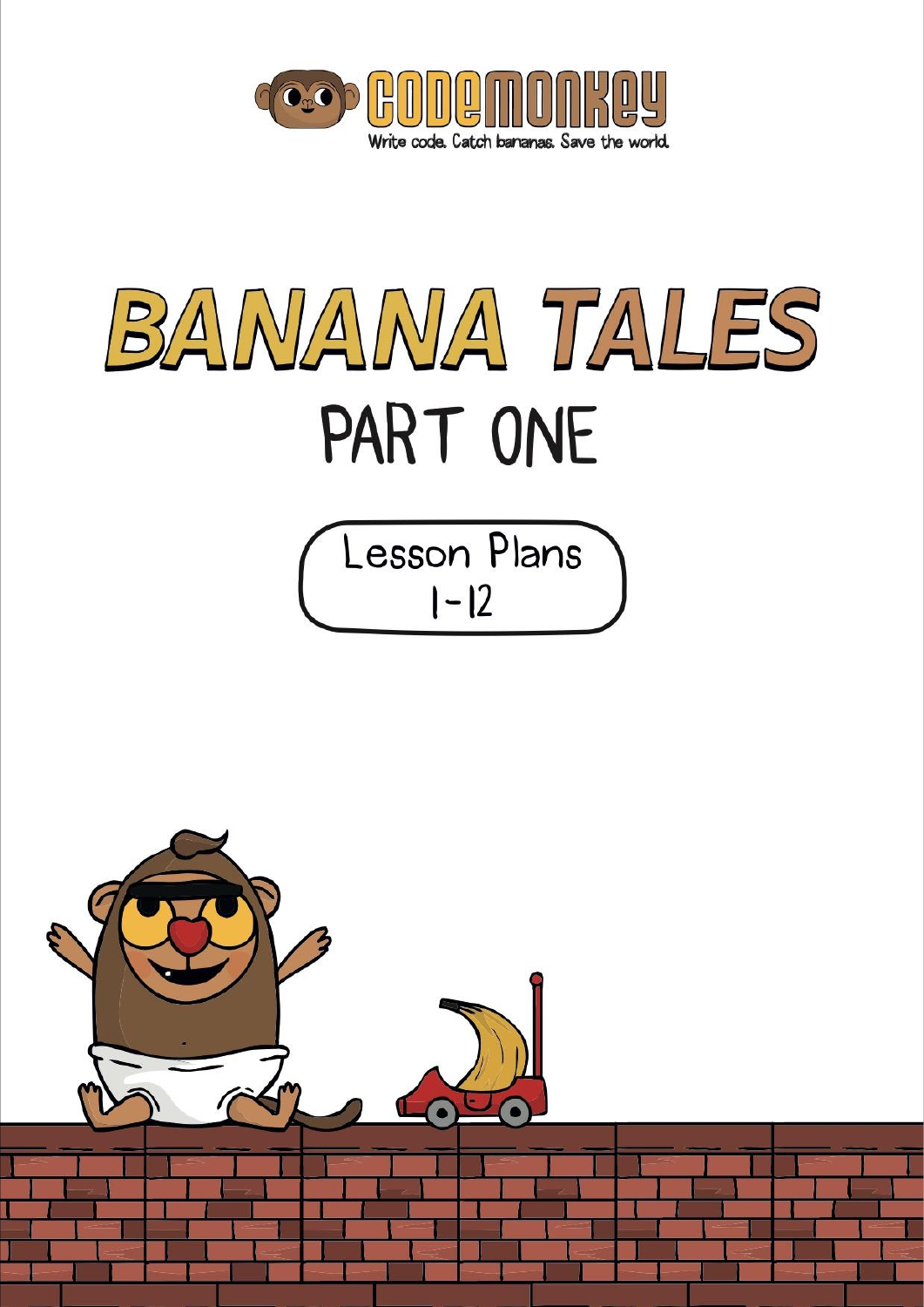CODEMONKEY

Write code. Catch bananas. Save the world.

# BANANA TALES

## PART ONE

Lesson Plans
1-12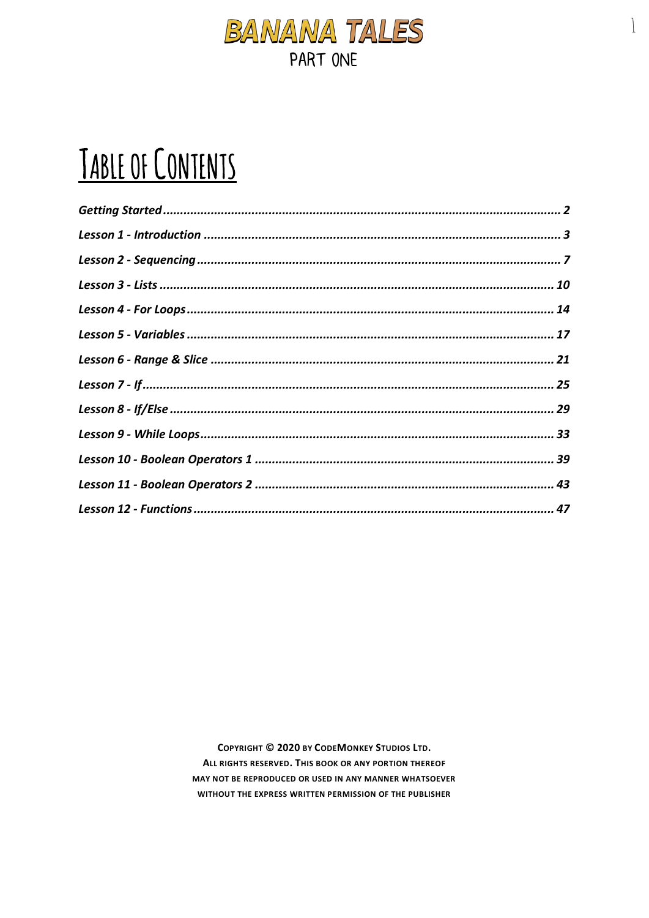# BANANA TALES
PART ONE

# Table of Contents

*Getting Started* ........ 2
*Lesson 1 - Introduction* ........ 3
*Lesson 2 - Sequencing* ........ 7
*Lesson 3 - Lists* ........ 10
*Lesson 4 - For Loops* ........ 14
*Lesson 5 - Variables* ........ 17
*Lesson 6 - Range & Slice* ........ 21
*Lesson 7 - If* ........ 25
*Lesson 8 - If/Else* ........ 29
*Lesson 9 - While Loops* ........ 33
*Lesson 10 - Boolean Operators 1* ........ 39
*Lesson 11 - Boolean Operators 2* ........ 43
*Lesson 12 - Functions* ........ 47

**COPYRIGHT © 2020 BY CODEMONKEY STUDIOS LTD.
ALL RIGHTS RESERVED. THIS BOOK OR ANY PORTION THEREOF
MAY NOT BE REPRODUCED OR USED IN ANY MANNER WHATSOEVER
WITHOUT THE EXPRESS WRITTEN PERMISSION OF THE PUBLISHER**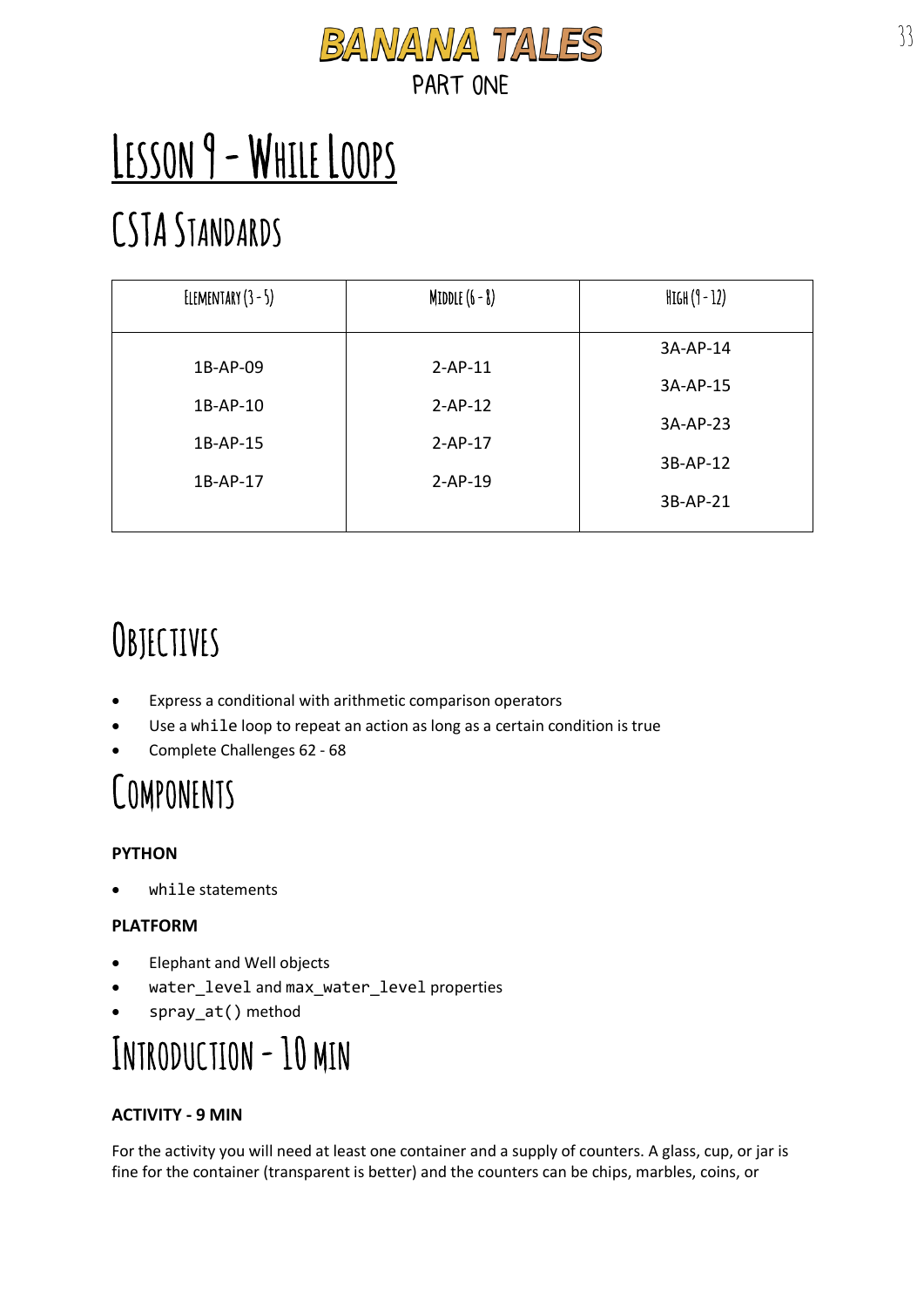# Lesson 9 - While Loops

## CSTA Standards

| Elementary (3 - 5) | Middle (6 - 8) | High (9 - 12) |
|---|---|---|
| 1B-AP-09<br>1B-AP-10<br>1B-AP-15<br>1B-AP-17 | 2-AP-11<br>2-AP-12<br>2-AP-17<br>2-AP-19 | 3A-AP-14<br>3A-AP-15<br>3A-AP-23<br>3B-AP-12<br>3B-AP-21 |

## Objectives

- Express a conditional with arithmetic comparison operators
- Use a `while` loop to repeat an action as long as a certain condition is true
- Complete Challenges 62 - 68

## Components

**PYTHON**

- `while` statements

**PLATFORM**

- Elephant and Well objects
- `water_level` and `max_water_level` properties
- `spray_at()` method

## Introduction - 10 min

**ACTIVITY - 9 MIN**

For the activity you will need at least one container and a supply of counters. A glass, cup, or jar is fine for the container (transparent is better) and the counters can be chips, marbles, coins, or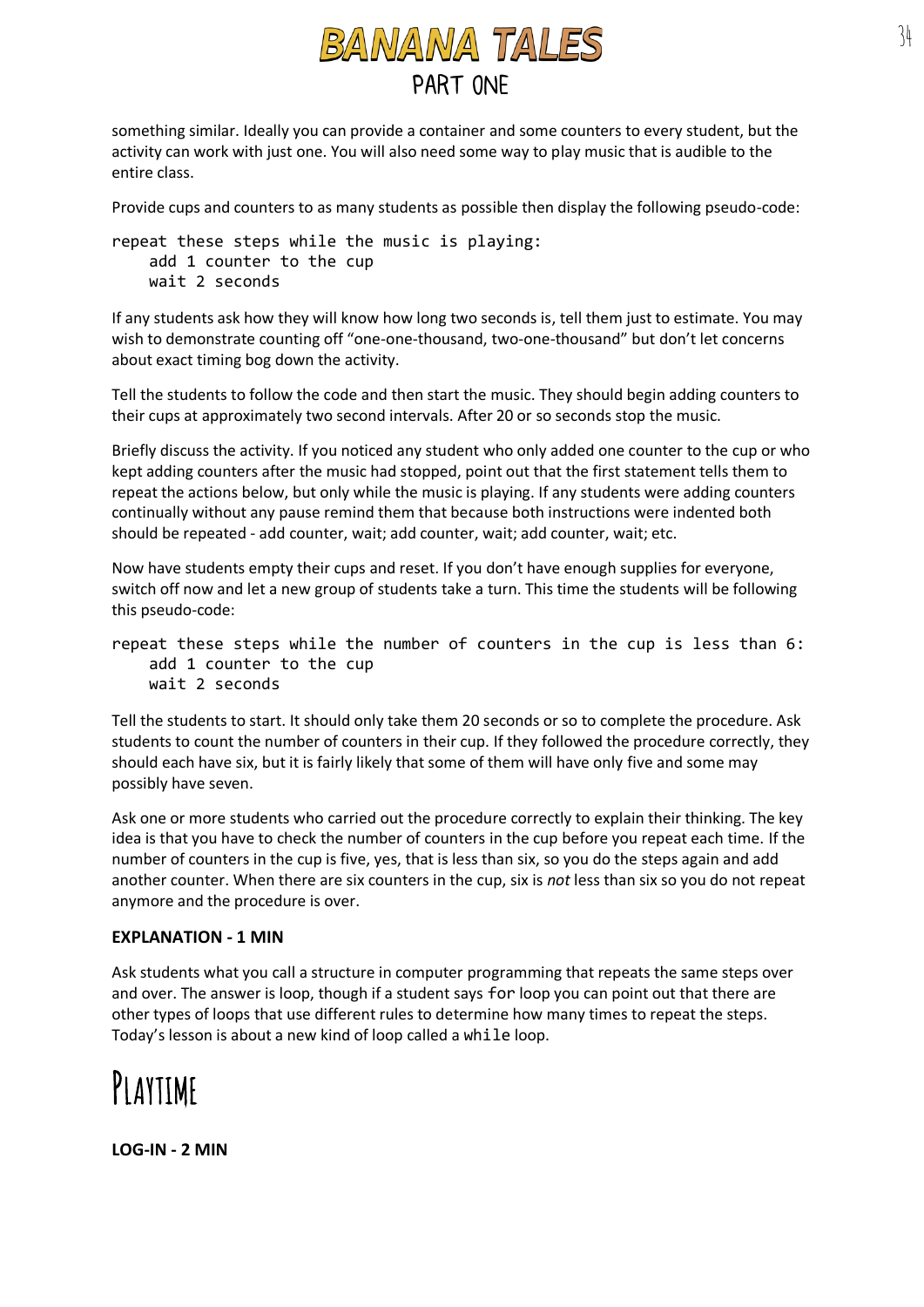something similar. Ideally you can provide a container and some counters to every student, but the activity can work with just one. You will also need some way to play music that is audible to the entire class.

Provide cups and counters to as many students as possible then display the following pseudo-code:

```
repeat these steps while the music is playing:
    add 1 counter to the cup
    wait 2 seconds
```

If any students ask how they will know how long two seconds is, tell them just to estimate. You may wish to demonstrate counting off "one-one-thousand, two-one-thousand" but don't let concerns about exact timing bog down the activity.

Tell the students to follow the code and then start the music. They should begin adding counters to their cups at approximately two second intervals. After 20 or so seconds stop the music.

Briefly discuss the activity. If you noticed any student who only added one counter to the cup or who kept adding counters after the music had stopped, point out that the first statement tells them to repeat the actions below, but only while the music is playing. If any students were adding counters continually without any pause remind them that because both instructions were indented both should be repeated - add counter, wait; add counter, wait; add counter, wait; etc.

Now have students empty their cups and reset. If you don't have enough supplies for everyone, switch off now and let a new group of students take a turn. This time the students will be following this pseudo-code:

```
repeat these steps while the number of counters in the cup is less than 6:
    add 1 counter to the cup
    wait 2 seconds
```

Tell the students to start. It should only take them 20 seconds or so to complete the procedure. Ask students to count the number of counters in their cup. If they followed the procedure correctly, they should each have six, but it is fairly likely that some of them will have only five and some may possibly have seven.

Ask one or more students who carried out the procedure correctly to explain their thinking. The key idea is that you have to check the number of counters in the cup before you repeat each time. If the number of counters in the cup is five, yes, that is less than six, so you do the steps again and add another counter. When there are six counters in the cup, six is *not* less than six so you do not repeat anymore and the procedure is over.

**EXPLANATION - 1 MIN**

Ask students what you call a structure in computer programming that repeats the same steps over and over. The answer is loop, though if a student says `for` loop you can point out that there are other types of loops that use different rules to determine how many times to repeat the steps. Today's lesson is about a new kind of loop called a `while` loop.

# Playtime

**LOG-IN - 2 MIN**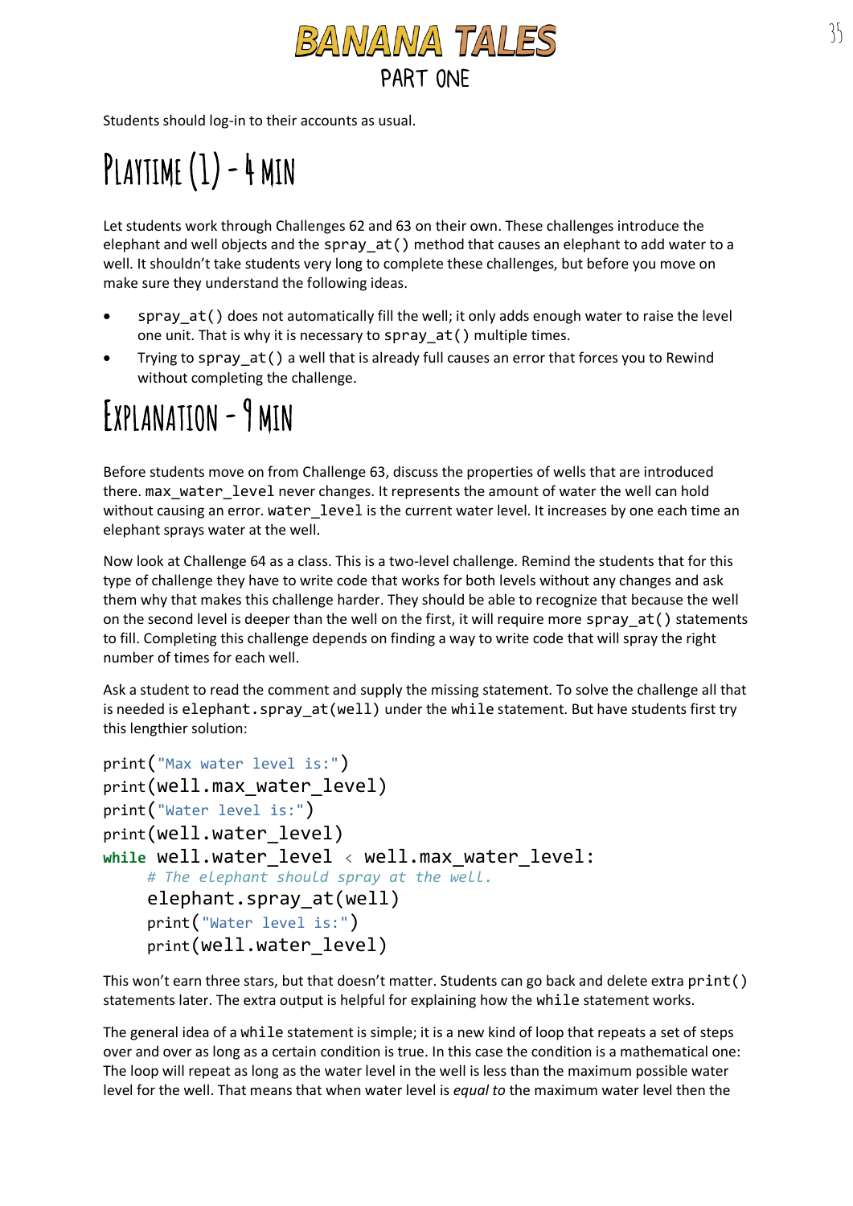# BANANA TALES
## PART ONE

Students should log-in to their accounts as usual.

# Playtime (1) - 4 min

Let students work through Challenges 62 and 63 on their own. These challenges introduce the elephant and well objects and the `spray_at()` method that causes an elephant to add water to a well. It shouldn't take students very long to complete these challenges, but before you move on make sure they understand the following ideas.

- `spray_at()` does not automatically fill the well; it only adds enough water to raise the level one unit. That is why it is necessary to `spray_at()` multiple times.
- Trying to `spray_at()` a well that is already full causes an error that forces you to Rewind without completing the challenge.

# Explanation - 9 min

Before students move on from Challenge 63, discuss the properties of wells that are introduced there. `max_water_level` never changes. It represents the amount of water the well can hold without causing an error. `water_level` is the current water level. It increases by one each time an elephant sprays water at the well.

Now look at Challenge 64 as a class. This is a two-level challenge. Remind the students that for this type of challenge they have to write code that works for both levels without any changes and ask them why that makes this challenge harder. They should be able to recognize that because the well on the second level is deeper than the well on the first, it will require more `spray_at()` statements to fill. Completing this challenge depends on finding a way to write code that will spray the right number of times for each well.

Ask a student to read the comment and supply the missing statement. To solve the challenge all that is needed is `elephant.spray_at(well)` under the `while` statement. But have students first try this lengthier solution:

```
print("Max water level is:")
print(well.max_water_level)
print("Water level is:")
print(well.water_level)
while well.water_level < well.max_water_level:
    # The elephant should spray at the well.
    elephant.spray_at(well)
    print("Water level is:")
    print(well.water_level)
```

This won't earn three stars, but that doesn't matter. Students can go back and delete extra `print()` statements later. The extra output is helpful for explaining how the `while` statement works.

The general idea of a `while` statement is simple; it is a new kind of loop that repeats a set of steps over and over as long as a certain condition is true. In this case the condition is a mathematical one: The loop will repeat as long as the water level in the well is less than the maximum possible water level for the well. That means that when water level is *equal to* the maximum water level then the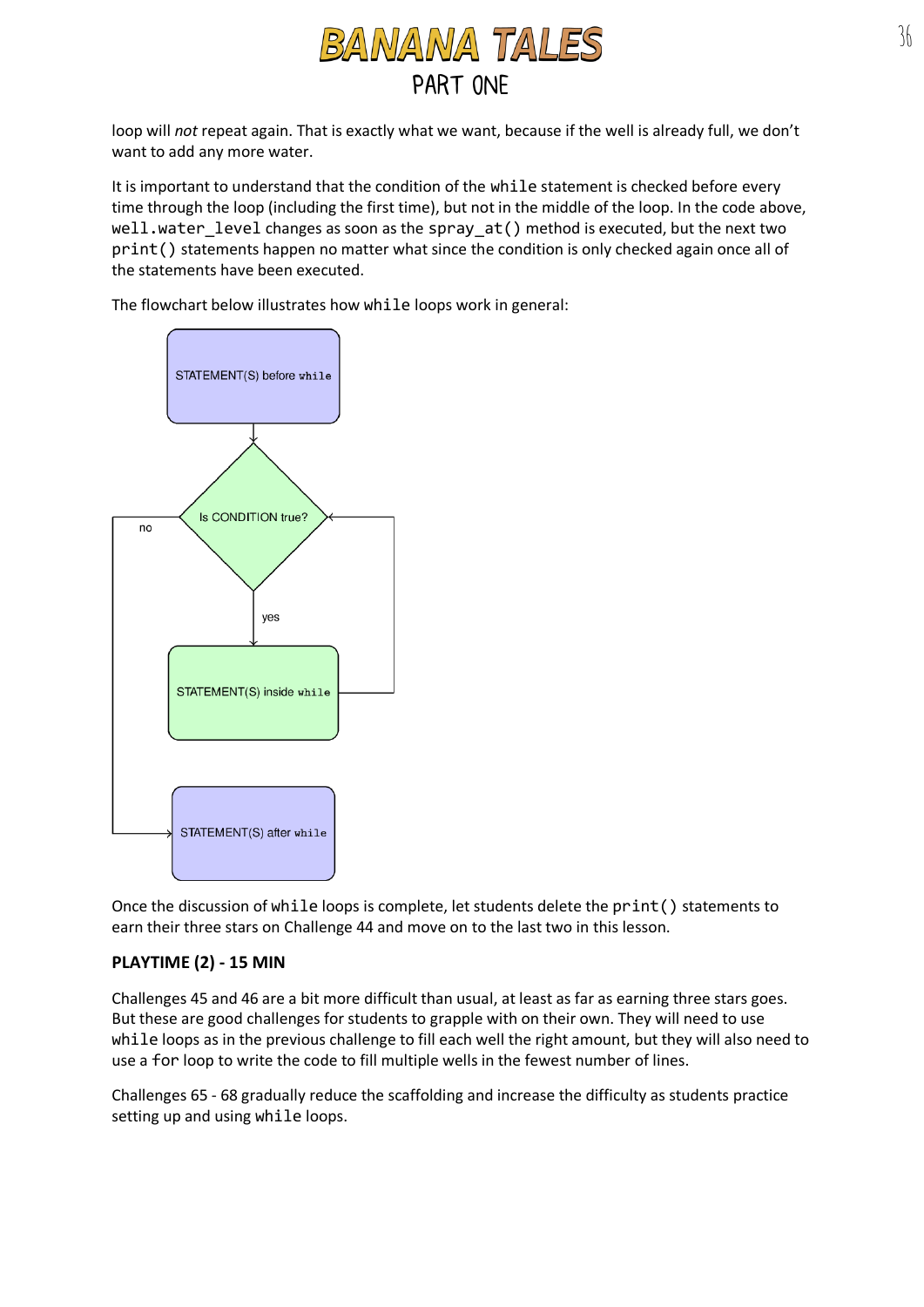loop will *not* repeat again. That is exactly what we want, because if the well is already full, we don't want to add any more water.

It is important to understand that the condition of the `while` statement is checked before every time through the loop (including the first time), but not in the middle of the loop. In the code above, `well.water_level` changes as soon as the `spray_at()` method is executed, but the next two `print()` statements happen no matter what since the condition is only checked again once all of the statements have been executed.

The flowchart below illustrates how `while` loops work in general:

STATEMENT(S) before `while`

Is CONDITION true?

no

yes

STATEMENT(S) inside `while`

STATEMENT(S) after `while`

Once the discussion of `while` loops is complete, let students delete the `print()` statements to earn their three stars on Challenge 44 and move on to the last two in this lesson.

**PLAYTIME (2) - 15 MIN**

Challenges 45 and 46 are a bit more difficult than usual, at least as far as earning three stars goes. But these are good challenges for students to grapple with on their own. They will need to use `while` loops as in the previous challenge to fill each well the right amount, but they will also need to use a `for` loop to write the code to fill multiple wells in the fewest number of lines.

Challenges 65 - 68 gradually reduce the scaffolding and increase the difficulty as students practice setting up and using `while` loops.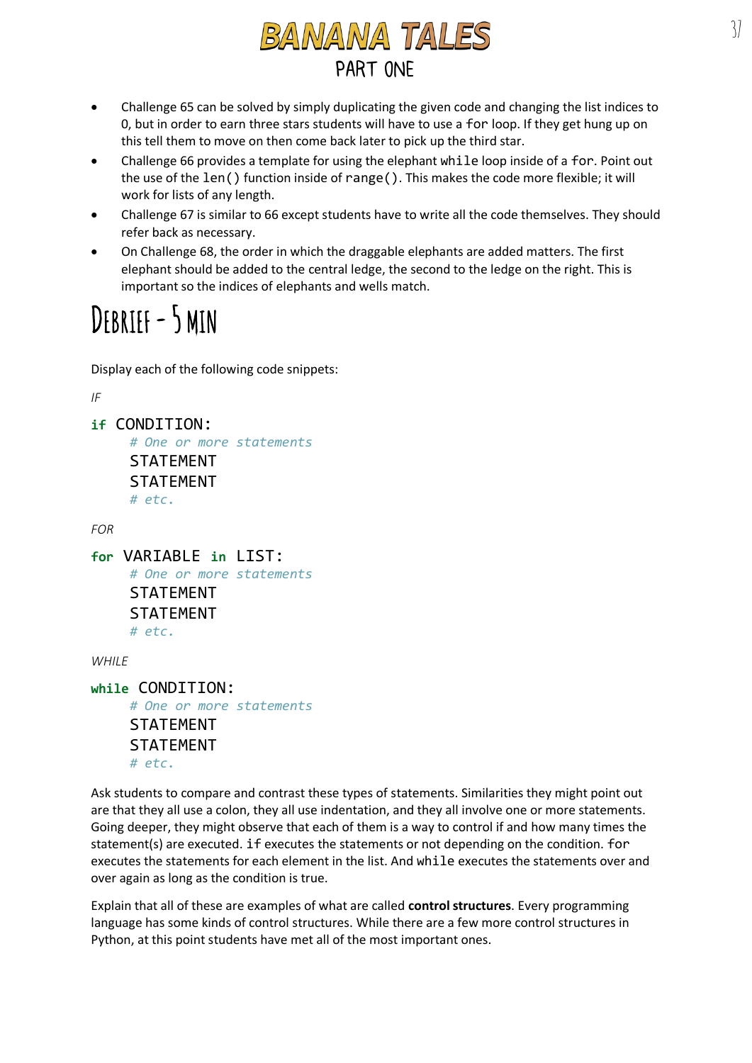- Challenge 65 can be solved by simply duplicating the given code and changing the list indices to 0, but in order to earn three stars students will have to use a `for` loop. If they get hung up on this tell them to move on then come back later to pick up the third star.
- Challenge 66 provides a template for using the elephant `while` loop inside of a `for`. Point out the use of the `len()` function inside of `range()`. This makes the code more flexible; it will work for lists of any length.
- Challenge 67 is similar to 66 except students have to write all the code themselves. They should refer back as necessary.
- On Challenge 68, the order in which the draggable elephants are added matters. The first elephant should be added to the central ledge, the second to the ledge on the right. This is important so the indices of elephants and wells match.

# Debrief - 5 min

Display each of the following code snippets:

*IF*

```
if CONDITION:
    # One or more statements
    STATEMENT
    STATEMENT
    # etc.
```

*FOR*

```
for VARIABLE in LIST:
    # One or more statements
    STATEMENT
    STATEMENT
    # etc.
```

*WHILE*

```
while CONDITION:
    # One or more statements
    STATEMENT
    STATEMENT
    # etc.
```

Ask students to compare and contrast these types of statements. Similarities they might point out are that they all use a colon, they all use indentation, and they all involve one or more statements. Going deeper, they might observe that each of them is a way to control if and how many times the statement(s) are executed. `if` executes the statements or not depending on the condition. `for` executes the statements for each element in the list. And `while` executes the statements over and over again as long as the condition is true.

Explain that all of these are examples of what are called **control structures**. Every programming language has some kinds of control structures. While there are a few more control structures in Python, at this point students have met all of the most important ones.